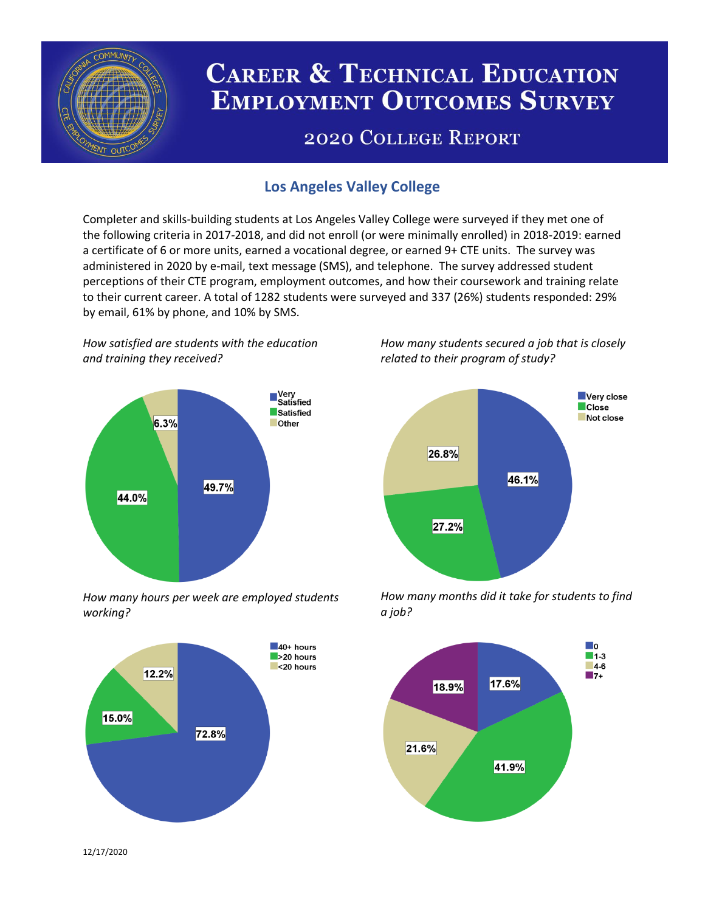# Career & Technical Education Employment Outcomes Survey

## 2020 College Report

### Los Angeles Valley College

Completer and skills-building students at Los Angeles Valley College were surveyed if they met one of the following criteria in 2017-2018, and did not enroll (or were minimally enrolled) in 2018-2019: earned a certificate of 6 or more units, earned a vocational degree, or earned 9+ CTE units. The survey was administered in 2020 by e-mail, text message (SMS), and telephone. The survey addressed student perceptions of their CTE program, employment outcomes, and how their coursework and training relate to their current career. A total of 1282 students were surveyed and 337 (26%) students responded: 29% by email, 61% by phone, and 10% by SMS.

*How satisfied are students with the education and training they received?*

| Response | Percent |
| --- | --- |
| Very Satisfied | 49.7% |
| Satisfied | 44.0% |
| Other | 6.3% |

*How many students secured a job that is closely related to their program of study?*

| Response | Percent |
| --- | --- |
| Very close | 46.1% |
| Close | 27.2% |
| Not close | 26.8% |

*How many hours per week are employed students working?*

| Response | Percent |
| --- | --- |
| 40+ hours | 72.8% |
| >20 hours | 15.0% |
| <20 hours | 12.2% |

*How many months did it take for students to find a job?*

| Response | Percent |
| --- | --- |
| 0 | 17.6% |
| 1-3 | 41.9% |
| 4-6 | 21.6% |
| 7+ | 18.9% |

12/17/2020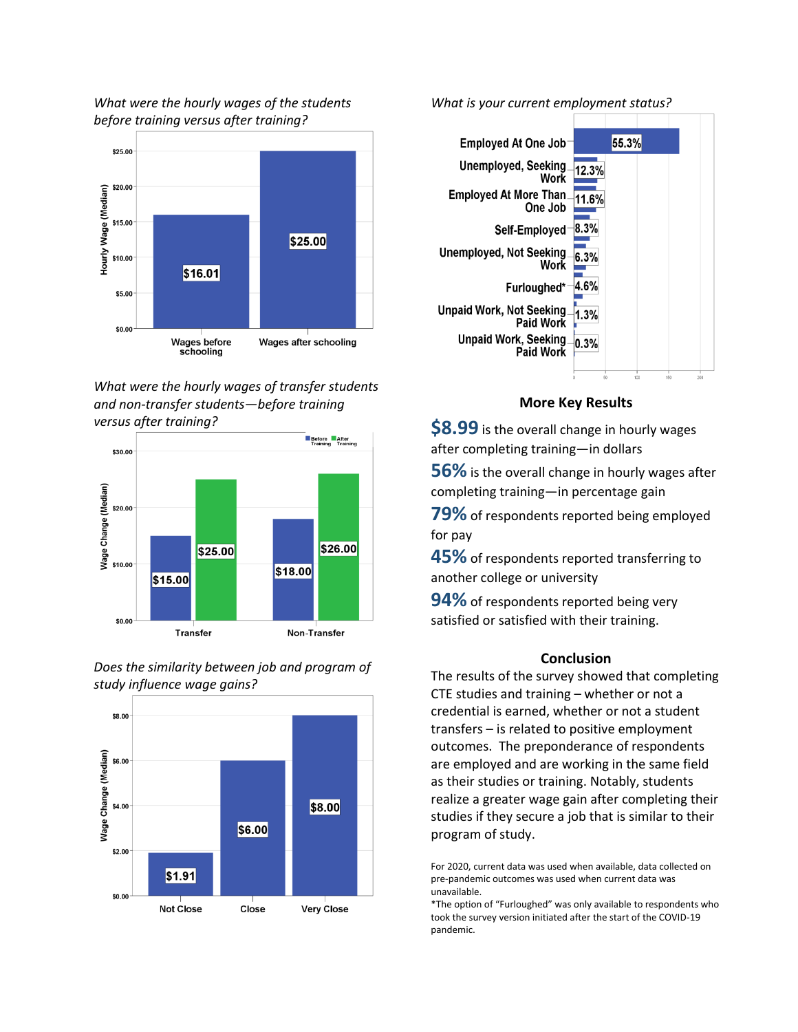*What were the hourly wages of the students before training versus after training?*

Hourly Wage (Median)

$25.00
$20.00
$15.00
$10.00
$5.00
$0.00

$16.01
$25.00

Wages before schooling
Wages after schooling

*What were the hourly wages of transfer students and non-transfer students—before training versus after training?*

Before Training
After Training

Wage Change (Median)

$30.00
$20.00
$10.00
$0.00

$15.00
$25.00
$18.00
$26.00

Transfer
Non-Transfer

*Does the similarity between job and program of study influence wage gains?*

Wage Change (Median)

$8.00
$6.00
$4.00
$2.00
$0.00

$1.91
$6.00
$8.00

Not Close
Close
Very Close

*What is your current employment status?*

Employed At One Job 55.3%
Unemployed, Seeking Work 12.3%
Employed At More Than One Job 11.6%
Self-Employed 8.3%
Unemployed, Not Seeking Work 6.3%
Furloughed* 4.6%
Unpaid Work, Not Seeking Paid Work 1.3%
Unpaid Work, Seeking Paid Work 0.3%

0
50
100
150
200

## More Key Results

**$8.99** is the overall change in hourly wages after completing training—in dollars

**56%** is the overall change in hourly wages after completing training—in percentage gain

**79%** of respondents reported being employed for pay

**45%** of respondents reported transferring to another college or university

**94%** of respondents reported being very satisfied or satisfied with their training.

## Conclusion

The results of the survey showed that completing CTE studies and training – whether or not a credential is earned, whether or not a student transfers – is related to positive employment outcomes. The preponderance of respondents are employed and are working in the same field as their studies or training. Notably, students realize a greater wage gain after completing their studies if they secure a job that is similar to their program of study.

For 2020, current data was used when available, data collected on pre-pandemic outcomes was used when current data was unavailable.
*The option of "Furloughed" was only available to respondents who took the survey version initiated after the start of the COVID-19 pandemic.